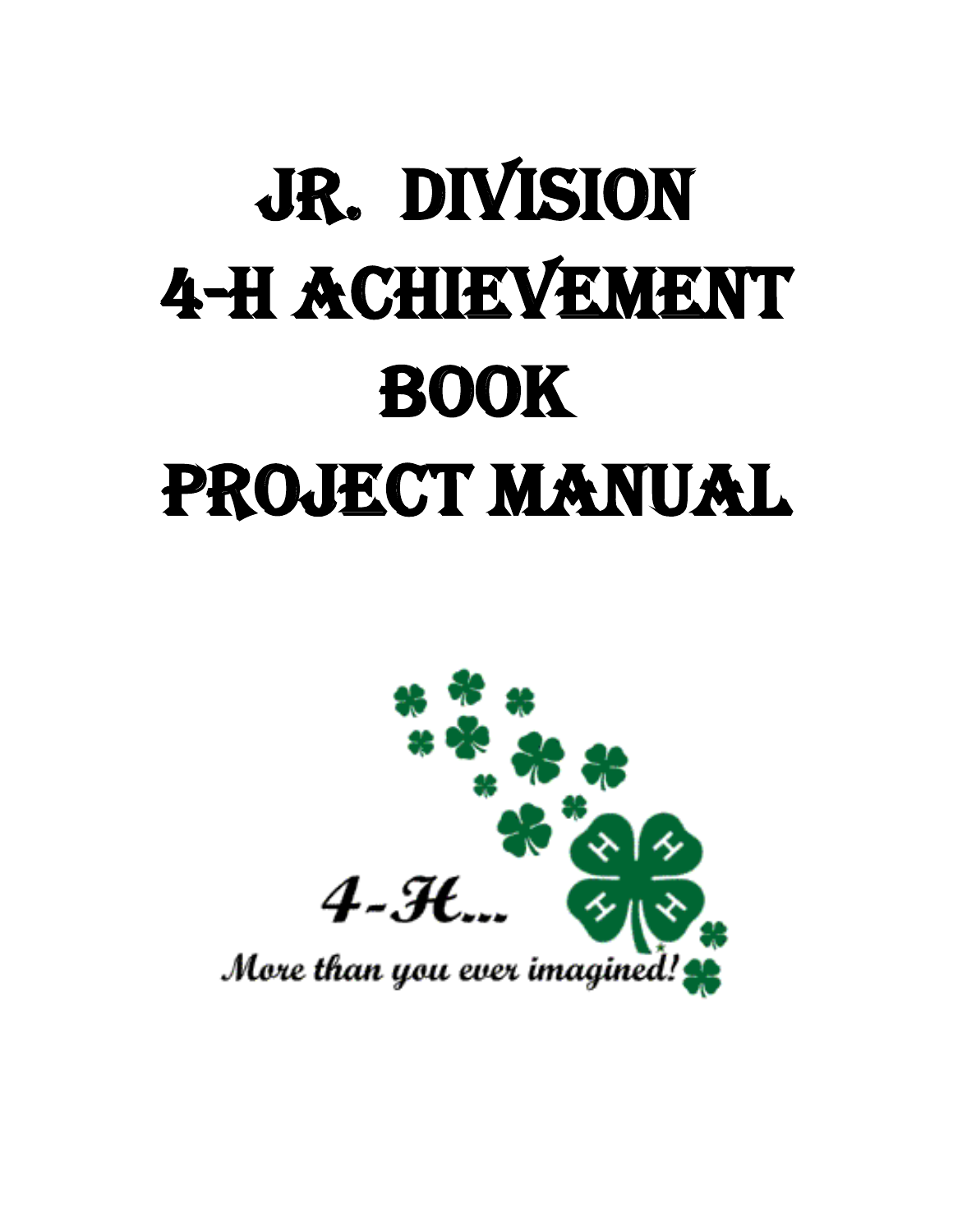# Jr. Division 4-H Achievement Book Project Manual

4-H...

*More than you ever imagined!*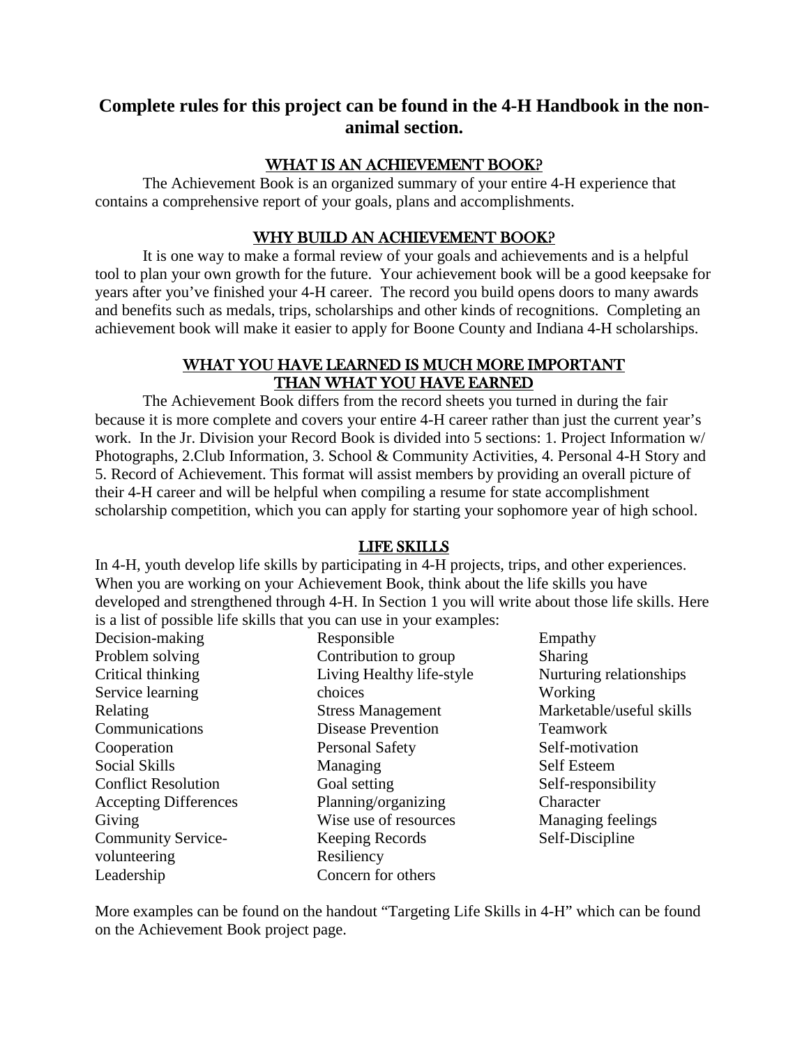## Complete rules for this project can be found in the 4-H Handbook in the non-animal section.

### WHAT IS AN ACHIEVEMENT BOOK?

The Achievement Book is an organized summary of your entire 4-H experience that contains a comprehensive report of your goals, plans and accomplishments.

### WHY BUILD AN ACHIEVEMENT BOOK?

It is one way to make a formal review of your goals and achievements and is a helpful tool to plan your own growth for the future. Your achievement book will be a good keepsake for years after you've finished your 4-H career. The record you build opens doors to many awards and benefits such as medals, trips, scholarships and other kinds of recognitions. Completing an achievement book will make it easier to apply for Boone County and Indiana 4-H scholarships.

### WHAT YOU HAVE LEARNED IS MUCH MORE IMPORTANT THAN WHAT YOU HAVE EARNED

The Achievement Book differs from the record sheets you turned in during the fair because it is more complete and covers your entire 4-H career rather than just the current year's work. In the Jr. Division your Record Book is divided into 5 sections: 1. Project Information w/ Photographs, 2.Club Information, 3. School & Community Activities, 4. Personal 4-H Story and 5. Record of Achievement. This format will assist members by providing an overall picture of their 4-H career and will be helpful when compiling a resume for state accomplishment scholarship competition, which you can apply for starting your sophomore year of high school.

### LIFE SKILLS

In 4-H, youth develop life skills by participating in 4-H projects, trips, and other experiences. When you are working on your Achievement Book, think about the life skills you have developed and strengthened through 4-H. In Section 1 you will write about those life skills. Here is a list of possible life skills that you can use in your examples:

- Decision-making
- Problem solving
- Critical thinking
- Service learning
- Relating
- Communications
- Cooperation
- Social Skills
- Conflict Resolution
- Accepting Differences
- Giving
- Community Service-volunteering
- Leadership
- Responsible
- Contribution to group
- Living Healthy life-style choices
- Stress Management
- Disease Prevention
- Personal Safety
- Managing
- Goal setting
- Planning/organizing
- Wise use of resources
- Keeping Records
- Resiliency
- Concern for others
- Empathy
- Sharing
- Nurturing relationships
- Working
- Marketable/useful skills
- Teamwork
- Self-motivation
- Self Esteem
- Self-responsibility
- Character
- Managing feelings
- Self-Discipline

More examples can be found on the handout "Targeting Life Skills in 4-H" which can be found on the Achievement Book project page.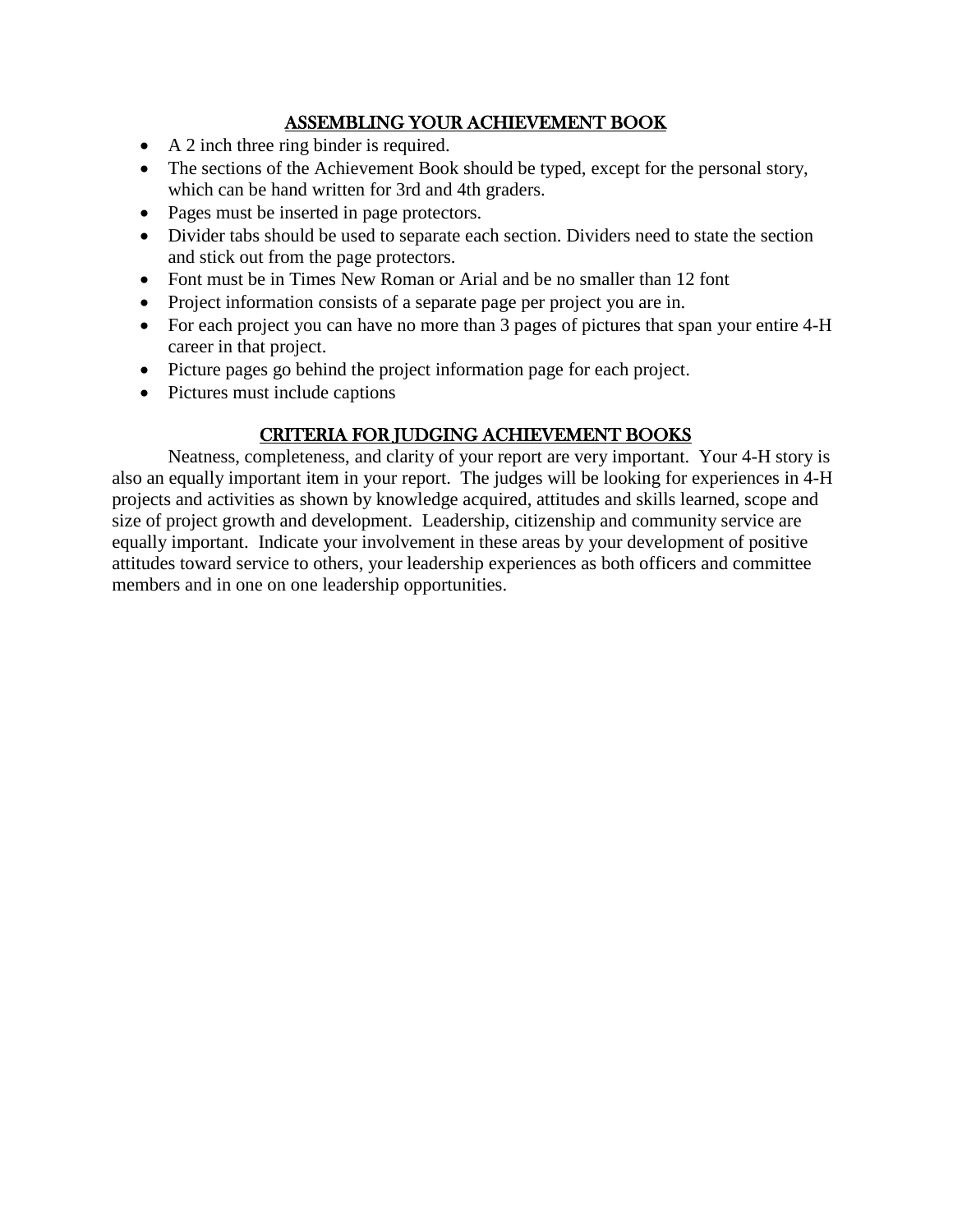## ASSEMBLING YOUR ACHIEVEMENT BOOK

- A 2 inch three ring binder is required.
- The sections of the Achievement Book should be typed, except for the personal story, which can be hand written for 3rd and 4th graders.
- Pages must be inserted in page protectors.
- Divider tabs should be used to separate each section. Dividers need to state the section and stick out from the page protectors.
- Font must be in Times New Roman or Arial and be no smaller than 12 font
- Project information consists of a separate page per project you are in.
- For each project you can have no more than 3 pages of pictures that span your entire 4-H career in that project.
- Picture pages go behind the project information page for each project.
- Pictures must include captions

## CRITERIA FOR JUDGING ACHIEVEMENT BOOKS

Neatness, completeness, and clarity of your report are very important. Your 4-H story is also an equally important item in your report. The judges will be looking for experiences in 4-H projects and activities as shown by knowledge acquired, attitudes and skills learned, scope and size of project growth and development. Leadership, citizenship and community service are equally important. Indicate your involvement in these areas by your development of positive attitudes toward service to others, your leadership experiences as both officers and committee members and in one on one leadership opportunities.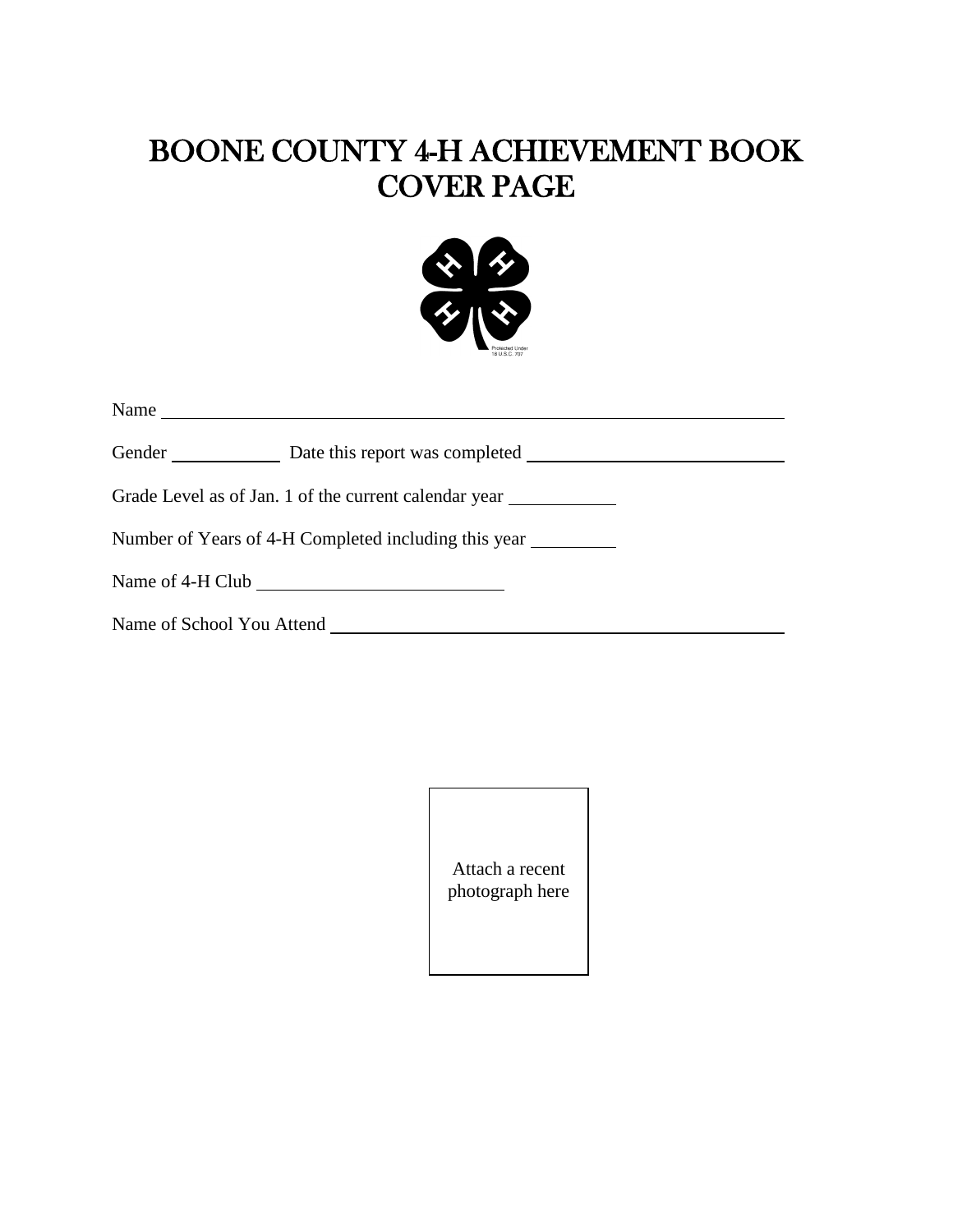# BOONE COUNTY 4-H ACHIEVEMENT BOOK
# COVER PAGE

Protected Under 18 U.S.C. 707

Name ______________________________________________________________

Gender ____________ Date this report was completed ___________________________

Grade Level as of Jan. 1 of the current calendar year ___________

Number of Years of 4-H Completed including this year _________

Name of 4-H Club __________________________

Name of School You Attend ___________________________________________________

Attach a recent photograph here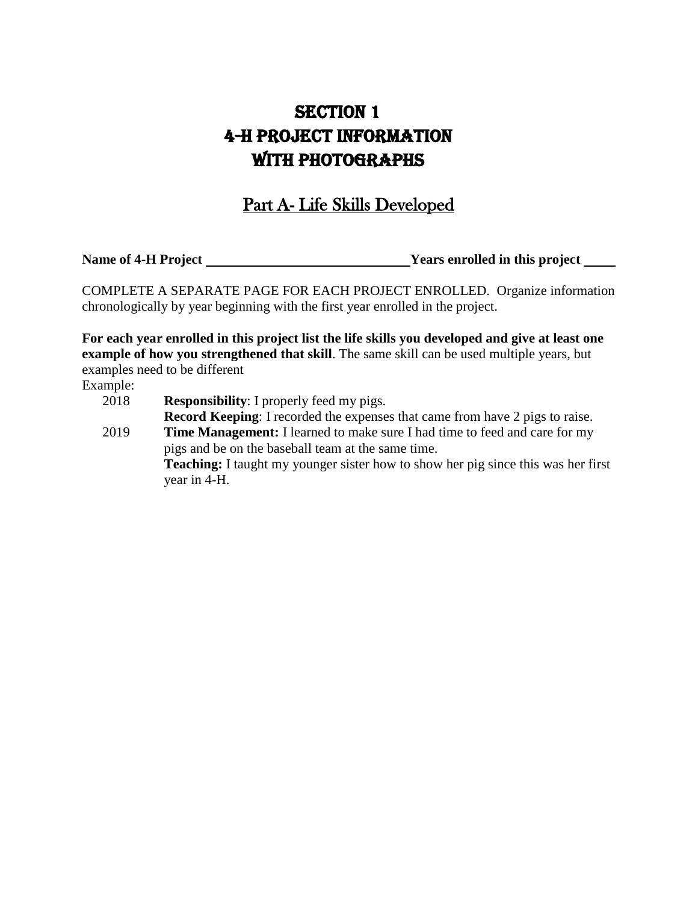# SECTION 1
# 4-H PROJECT INFORMATION
# WITH PHOTOGRAPHS

## Part A- Life Skills Developed

**Name of 4-H Project** ______________________________ **Years enrolled in this project** _____

COMPLETE A SEPARATE PAGE FOR EACH PROJECT ENROLLED. Organize information chronologically by year beginning with the first year enrolled in the project.

**For each year enrolled in this project list the life skills you developed and give at least one example of how you strengthened that skill**. The same skill can be used multiple years, but examples need to be different

Example:

2018 **Responsibility**: I properly feed my pigs.
**Record Keeping**: I recorded the expenses that came from have 2 pigs to raise.

2019 **Time Management:** I learned to make sure I had time to feed and care for my pigs and be on the baseball team at the same time.
**Teaching:** I taught my younger sister how to show her pig since this was her first year in 4-H.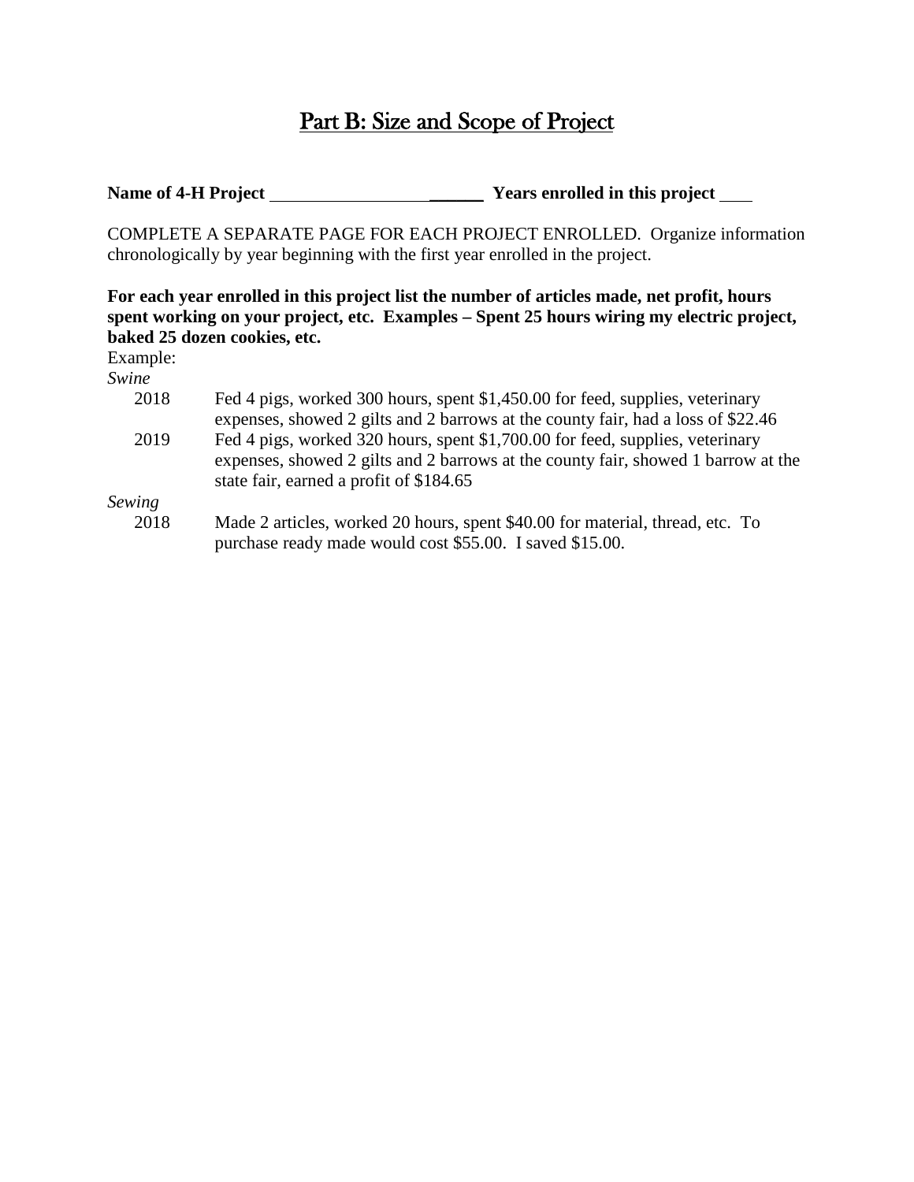# Part B: Size and Scope of Project

**Name of 4-H Project** ________________________ **Years enrolled in this project** ____

COMPLETE A SEPARATE PAGE FOR EACH PROJECT ENROLLED. Organize information chronologically by year beginning with the first year enrolled in the project.

**For each year enrolled in this project list the number of articles made, net profit, hours spent working on your project, etc. Examples – Spent 25 hours wiring my electric project, baked 25 dozen cookies, etc.**

Example:

*Swine*

2018 Fed 4 pigs, worked 300 hours, spent $1,450.00 for feed, supplies, veterinary expenses, showed 2 gilts and 2 barrows at the county fair, had a loss of $22.46

2019 Fed 4 pigs, worked 320 hours, spent $1,700.00 for feed, supplies, veterinary expenses, showed 2 gilts and 2 barrows at the county fair, showed 1 barrow at the state fair, earned a profit of $184.65

*Sewing*

2018 Made 2 articles, worked 20 hours, spent $40.00 for material, thread, etc. To purchase ready made would cost $55.00. I saved $15.00.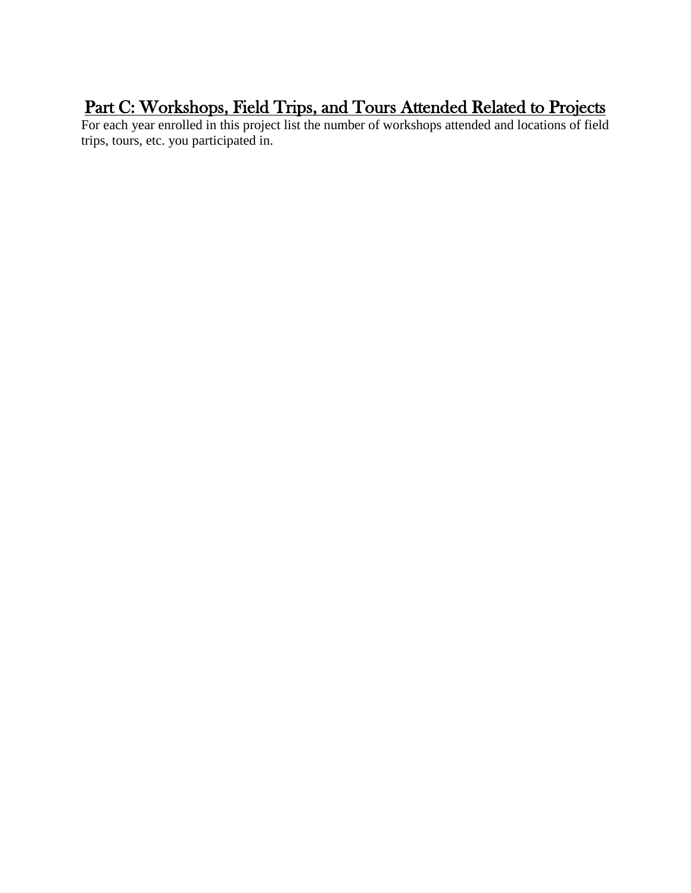## Part C: Workshops, Field Trips, and Tours Attended Related to Projects

For each year enrolled in this project list the number of workshops attended and locations of field trips, tours, etc. you participated in.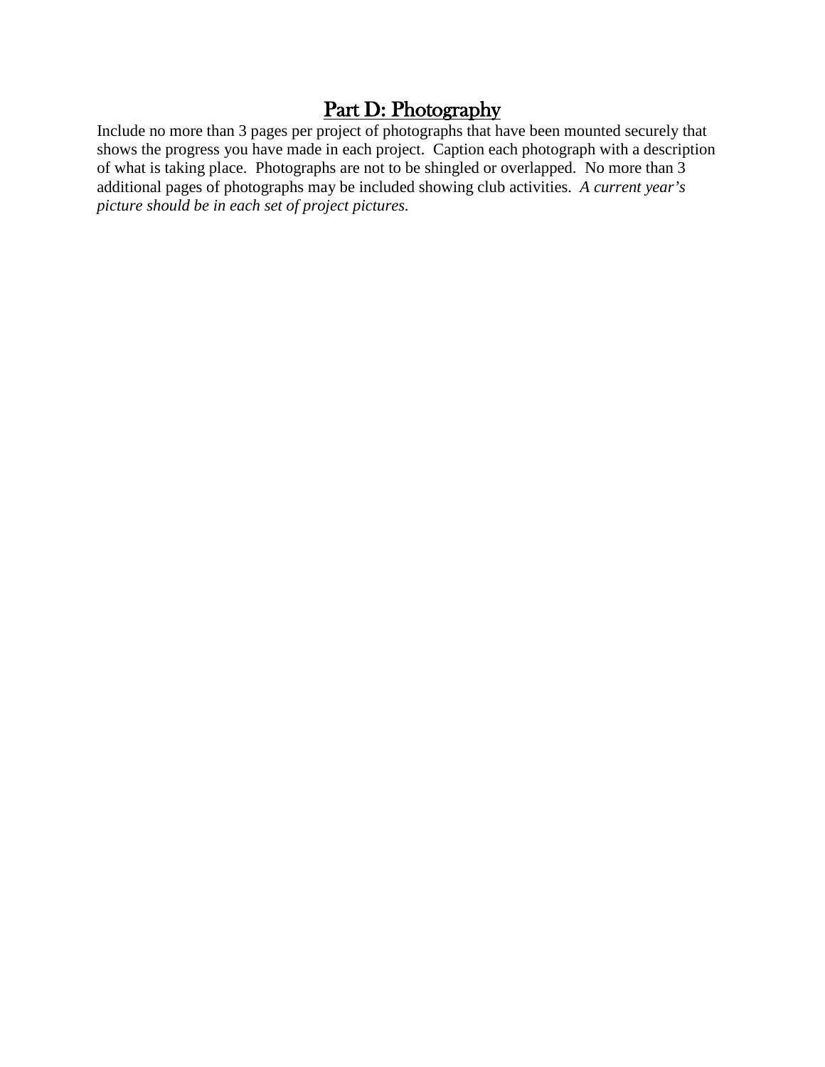## Part D: Photography

Include no more than 3 pages per project of photographs that have been mounted securely that shows the progress you have made in each project. Caption each photograph with a description of what is taking place. Photographs are not to be shingled or overlapped. No more than 3 additional pages of photographs may be included showing club activities. *A current year's picture should be in each set of project pictures.*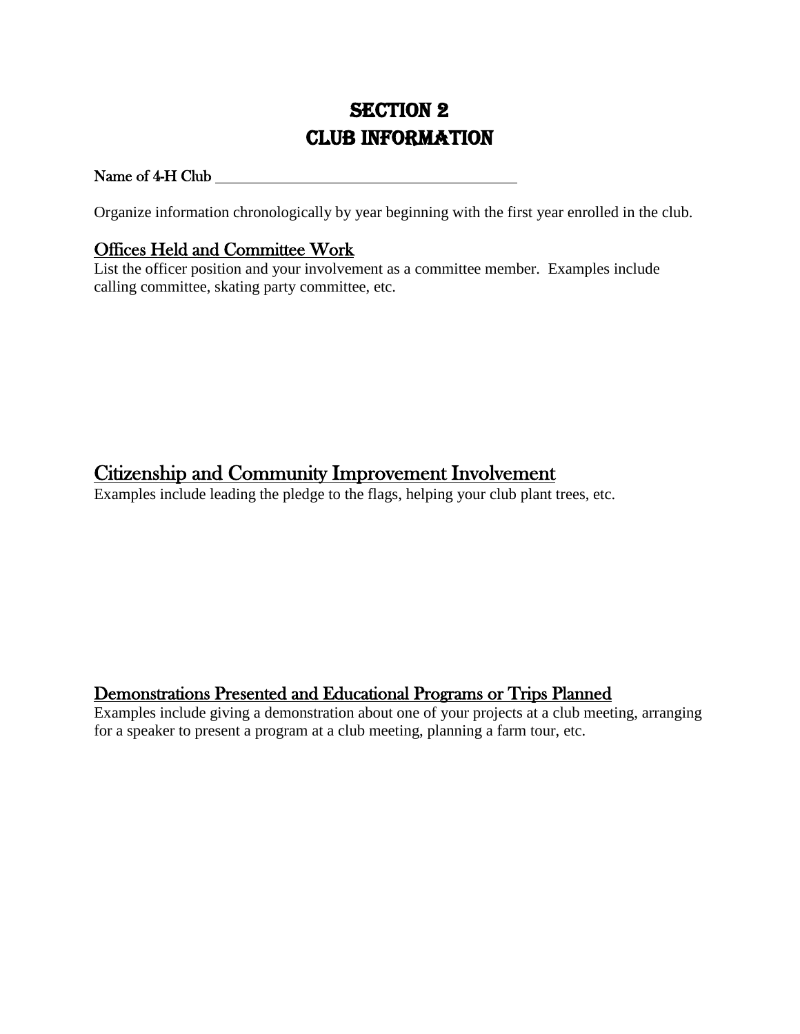# SECTION 2
# CLUB INFORMATION

Name of 4-H Club ________________________________________

Organize information chronologically by year beginning with the first year enrolled in the club.

## Offices Held and Committee Work

List the officer position and your involvement as a committee member. Examples include calling committee, skating party committee, etc.

## Citizenship and Community Improvement Involvement

Examples include leading the pledge to the flags, helping your club plant trees, etc.

## Demonstrations Presented and Educational Programs or Trips Planned

Examples include giving a demonstration about one of your projects at a club meeting, arranging for a speaker to present a program at a club meeting, planning a farm tour, etc.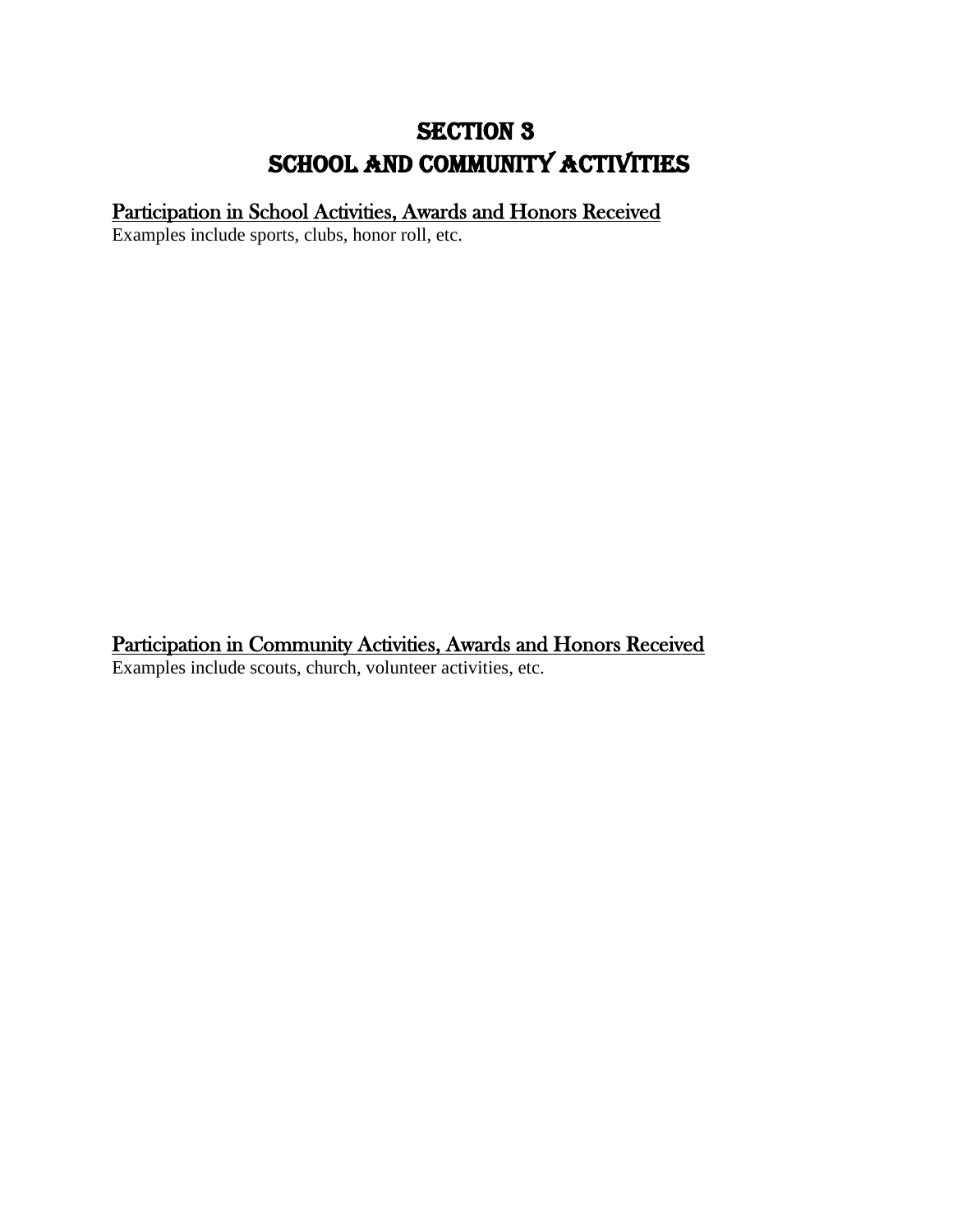# SECTION 3
# SCHOOL AND COMMUNITY ACTIVITIES

## Participation in School Activities, Awards and Honors Received

Examples include sports, clubs, honor roll, etc.

## Participation in Community Activities, Awards and Honors Received

Examples include scouts, church, volunteer activities, etc.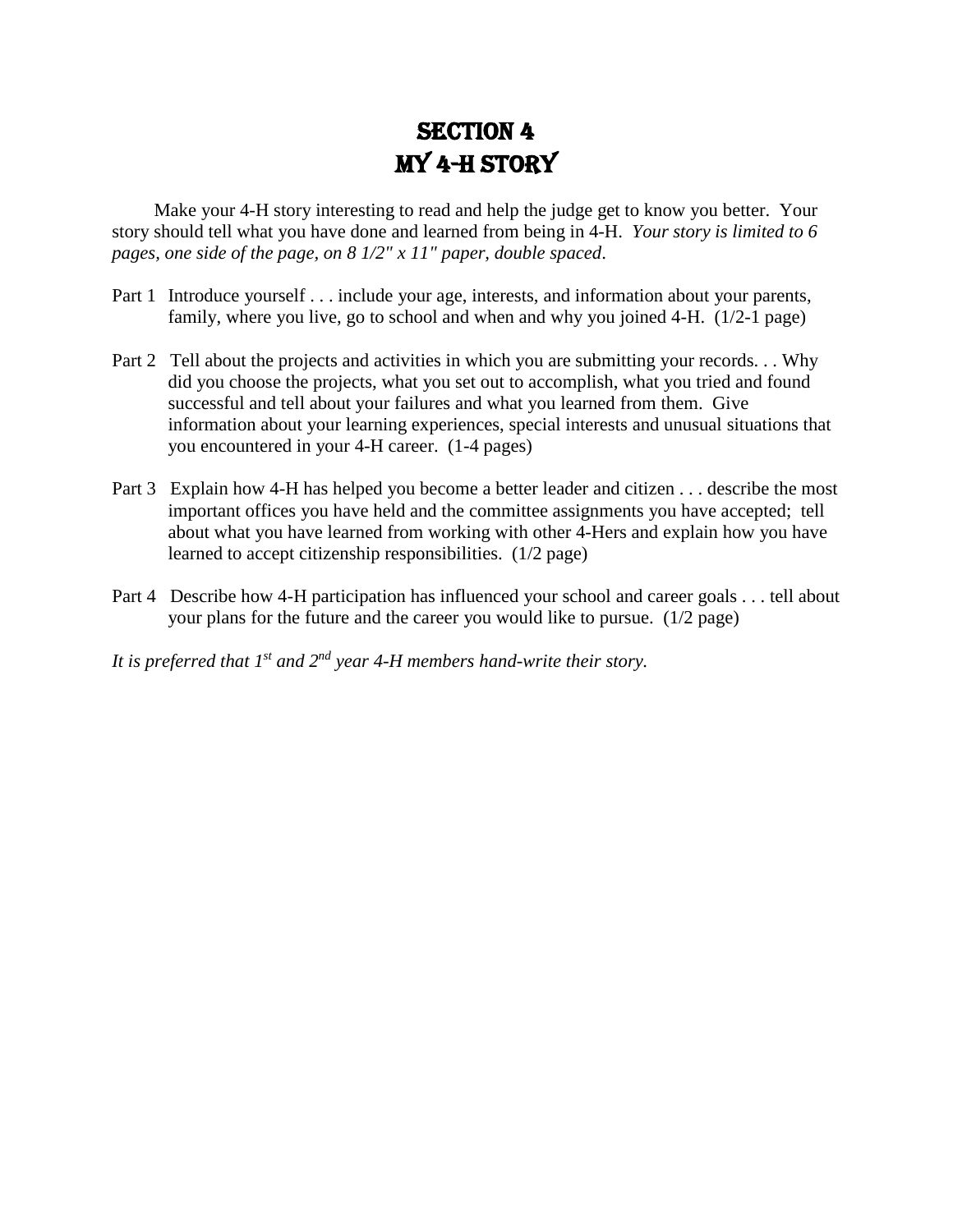# SECTION 4
# MY 4-H STORY

Make your 4-H story interesting to read and help the judge get to know you better. Your story should tell what you have done and learned from being in 4-H. *Your story is limited to 6 pages, one side of the page, on 8 1/2" x 11" paper, double spaced*.

Part 1 Introduce yourself . . . include your age, interests, and information about your parents, family, where you live, go to school and when and why you joined 4-H. (1/2-1 page)

Part 2 Tell about the projects and activities in which you are submitting your records. . . Why did you choose the projects, what you set out to accomplish, what you tried and found successful and tell about your failures and what you learned from them. Give information about your learning experiences, special interests and unusual situations that you encountered in your 4-H career. (1-4 pages)

Part 3 Explain how 4-H has helped you become a better leader and citizen . . . describe the most important offices you have held and the committee assignments you have accepted; tell about what you have learned from working with other 4-Hers and explain how you have learned to accept citizenship responsibilities. (1/2 page)

Part 4 Describe how 4-H participation has influenced your school and career goals . . . tell about your plans for the future and the career you would like to pursue. (1/2 page)

*It is preferred that 1st and 2nd year 4-H members hand-write their story.*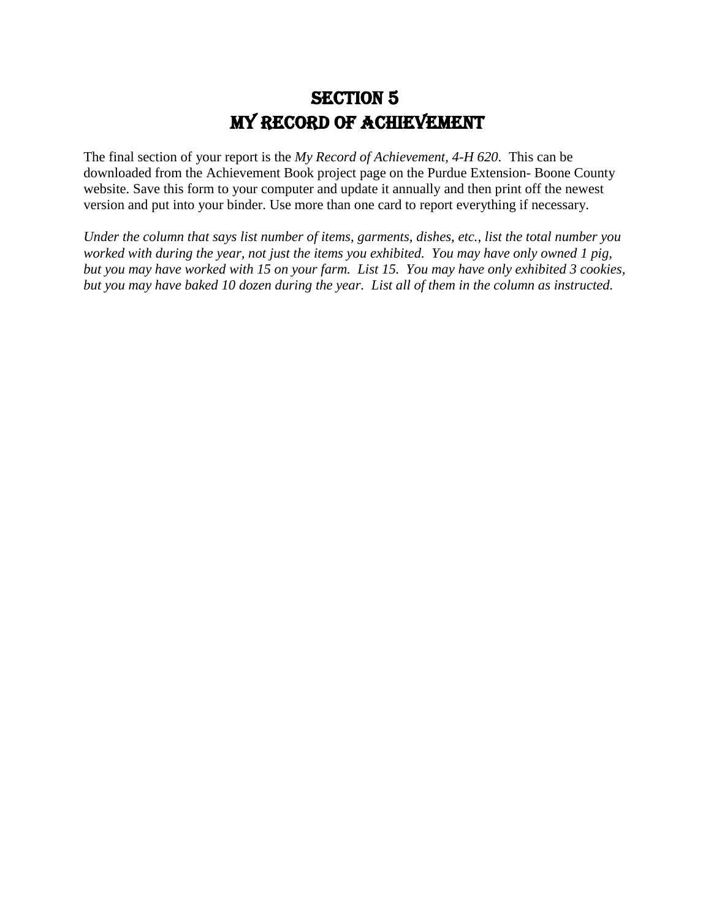# SECTION 5
# MY RECORD OF ACHIEVEMENT

The final section of your report is the *My Record of Achievement, 4-H 620*. This can be downloaded from the Achievement Book project page on the Purdue Extension- Boone County website. Save this form to your computer and update it annually and then print off the newest version and put into your binder. Use more than one card to report everything if necessary.

*Under the column that says list number of items, garments, dishes, etc., list the total number you worked with during the year, not just the items you exhibited. You may have only owned 1 pig, but you may have worked with 15 on your farm. List 15. You may have only exhibited 3 cookies, but you may have baked 10 dozen during the year. List all of them in the column as instructed.*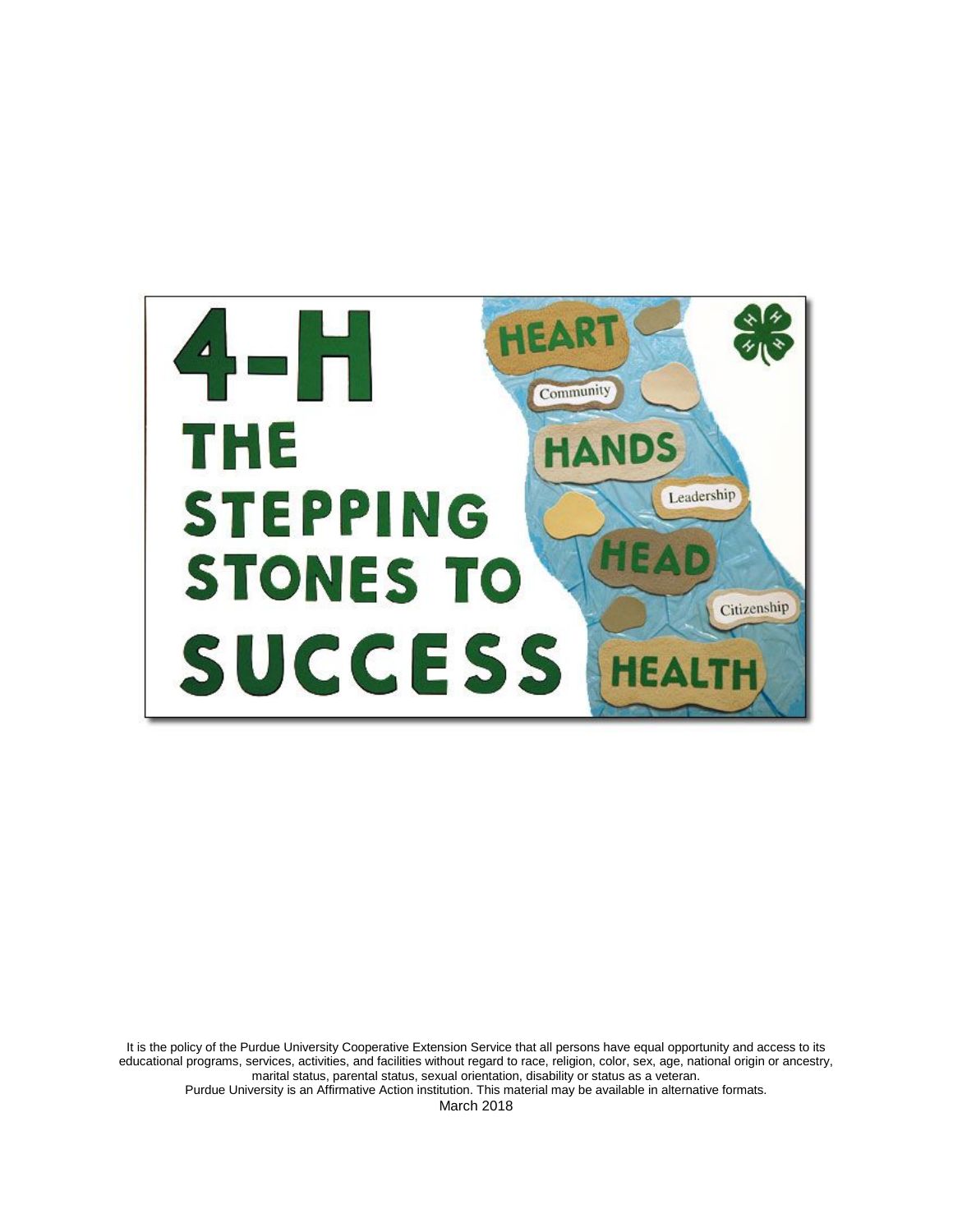# 4-H THE STEPPING STONES TO SUCCESS

HEART

Community

HANDS

Leadership

HEAD

Citizenship

HEALTH

It is the policy of the Purdue University Cooperative Extension Service that all persons have equal opportunity and access to its educational programs, services, activities, and facilities without regard to race, religion, color, sex, age, national origin or ancestry, marital status, parental status, sexual orientation, disability or status as a veteran.
Purdue University is an Affirmative Action institution. This material may be available in alternative formats.
March 2018